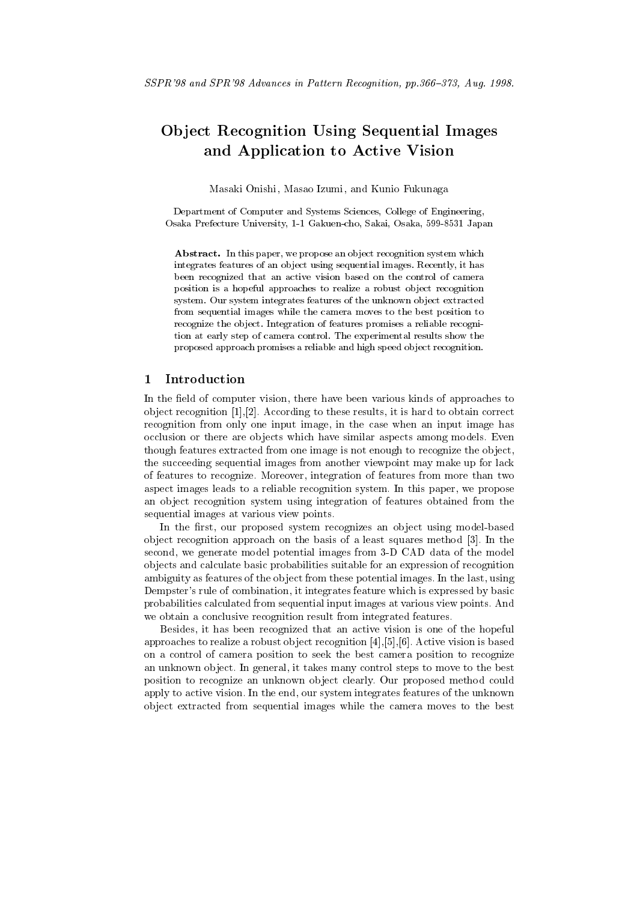# Object Recognition Using Sequential Images and Application to Active Vision

Masaki Onishi, Masao Izumi, and Kunio Fukunaga

Department of Computer and Systems Sciences, College of Engineering,
Osaka Prefecture University, 1-1 Gakuen-cho, Sakai, Osaka, 599-8531 Japan

**Abstract.** In this paper, we propose an object recognition system which integrates features of an object using sequential images. Recently, it has been recognized that an active vision based on the control of camera position is a hopeful approaches to realize a robust object recognition system. Our system integrates features of the unknown object extracted from sequential images while the camera moves to the best position to recognize the object. Integration of features promises a reliable recognition at early step of camera control. The experimental results show the proposed approach promises a reliable and high speed object recognition.

## 1 Introduction

In the field of computer vision, there have been various kinds of approaches to object recognition [1],[2]. According to these results, it is hard to obtain correct recognition from only one input image, in the case when an input image has occlusion or there are objects which have similar aspects among models. Even though features extracted from one image is not enough to recognize the object, the succeeding sequential images from another viewpoint may make up for lack of features to recognize. Moreover, integration of features from more than two aspect images leads to a reliable recognition system. In this paper, we propose an object recognition system using integration of features obtained from the sequential images at various view points.

In the first, our proposed system recognizes an object using model-based object recognition approach on the basis of a least squares method [3]. In the second, we generate model potential images from 3-D CAD data of the model objects and calculate basic probabilities suitable for an expression of recognition ambiguity as features of the object from these potential images. In the last, using Dempster's rule of combination, it integrates feature which is expressed by basic probabilities calculated from sequential input images at various view points. And we obtain a conclusive recognition result from integrated features.

Besides, it has been recognized that an active vision is one of the hopeful approaches to realize a robust object recognition [4],[5],[6]. Active vision is based on a control of camera position to seek the best camera position to recognize an unknown object. In general, it takes many control steps to move to the best position to recognize an unknown object clearly. Our proposed method could apply to active vision. In the end, our system integrates features of the unknown object extracted from sequential images while the camera moves to the best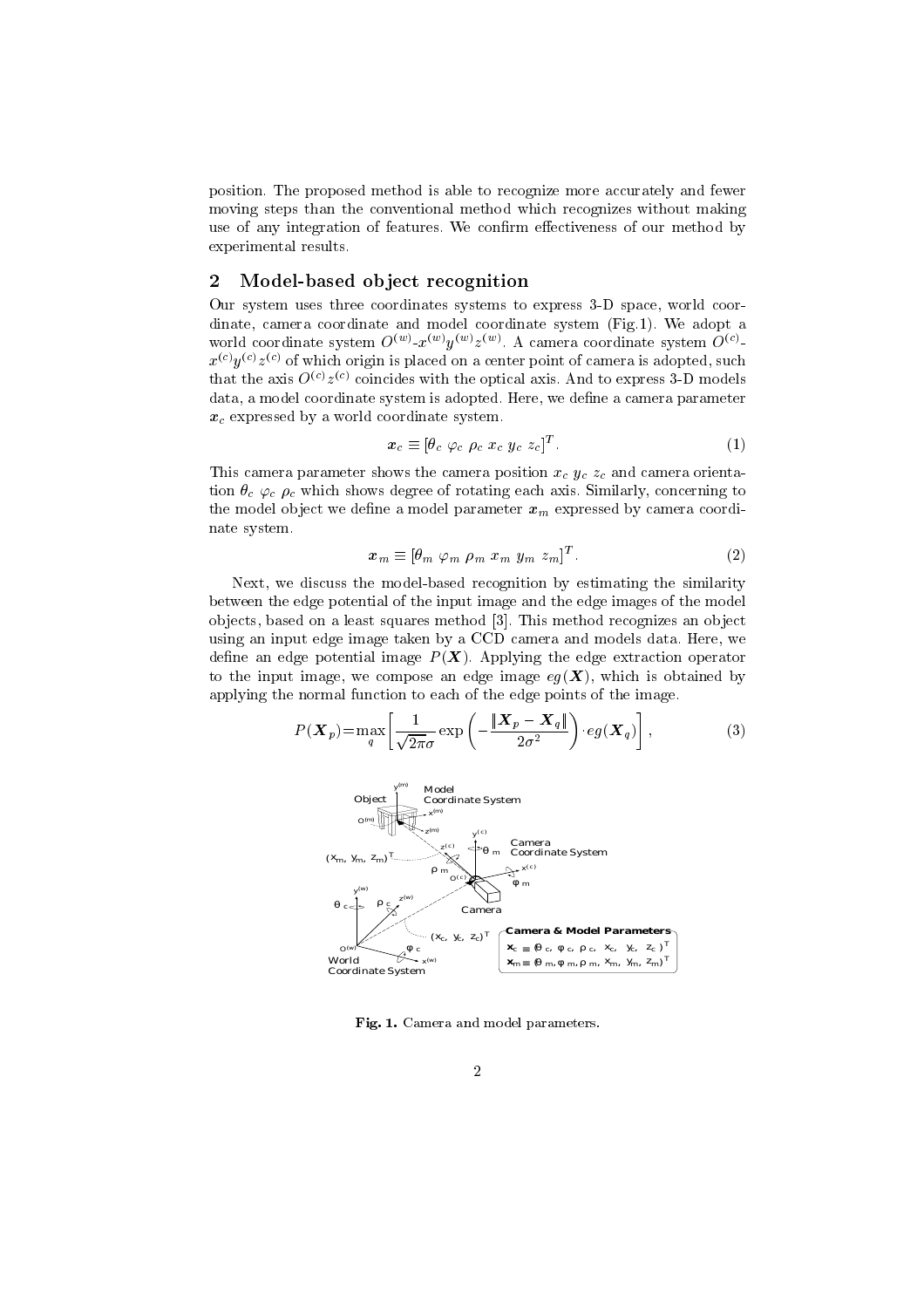position. The proposed method is able to recognize more accurately and fewer moving steps than the conventional method which recognizes without making use of any integration of features. We confirm effectiveness of our method by experimental results.

## 2 Model-based object recognition

Our system uses three coordinates systems to express 3-D space, world coordinate, camera coordinate and model coordinate system (Fig.1). We adopt a world coordinate system $O^{(w)}$-$x^{(w)}y^{(w)}z^{(w)}$. A camera coordinate system $O^{(c)}$-$x^{(c)}y^{(c)}z^{(c)}$ of which origin is placed on a center point of camera is adopted, such that the axis $O^{(c)}z^{(c)}$ coincides with the optical axis. And to express 3-D models data, a model coordinate system is adopted. Here, we define a camera parameter $\boldsymbol{x}_c$ expressed by a world coordinate system.

$$\boldsymbol{x}_c \equiv [\theta_c \ \varphi_c \ \rho_c \ x_c \ y_c \ z_c]^T. \tag{1}$$

This camera parameter shows the camera position $x_c$ $y_c$ $z_c$ and camera orientation $\theta_c$ $\varphi_c$ $\rho_c$ which shows degree of rotating each axis. Similarly, concerning to the model object we define a model parameter $\boldsymbol{x}_m$ expressed by camera coordinate system.

$$\boldsymbol{x}_m \equiv [\theta_m \ \varphi_m \ \rho_m \ x_m \ y_m \ z_m]^T. \tag{2}$$

Next, we discuss the model-based recognition by estimating the similarity between the edge potential of the input image and the edge images of the model objects, based on a least squares method [3]. This method recognizes an object using an input edge image taken by a CCD camera and models data. Here, we define an edge potential image $P(\boldsymbol{X})$. Applying the edge extraction operator to the input image, we compose an edge image $eg(\boldsymbol{X})$, which is obtained by applying the normal function to each of the edge points of the image.

$$P(\boldsymbol{X}_p) = \max_q \left[ \frac{1}{\sqrt{2\pi}\sigma} \exp\left( -\frac{\|\boldsymbol{X}_p - \boldsymbol{X}_q\|}{2\sigma^2} \right) \cdot eg(\boldsymbol{X}_q) \right], \tag{3}$$

**Fig. 1.** Camera and model parameters.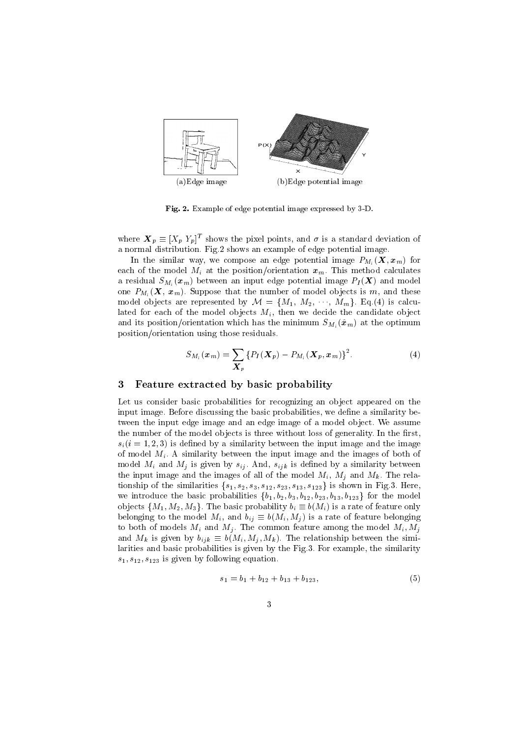(a)Edge image (b)Edge potential image

**Fig. 2.** Example of edge potential image expressed by 3-D.

where $\boldsymbol{X}_p \equiv [X_p \ Y_p]^T$ shows the pixel points, and $\sigma$ is a standard deviation of a normal distribution. Fig.2 shows an example of edge potential image.

In the similar way, we compose an edge potential image $P_{M_i}(\boldsymbol{X}, \boldsymbol{x}_m)$ for each of the model $M_i$ at the position/orientation $\boldsymbol{x}_m$. This method calculates a residual $S_{M_i}(\boldsymbol{x}_m)$ between an input edge potential image $P_I(\boldsymbol{X})$ and model one $P_{M_i}(\boldsymbol{X}, \boldsymbol{x}_m)$. Suppose that the number of model objects is $m$, and these model objects are represented by $\mathcal{M} = \{M_1, M_2, \cdots, M_m\}$. Eq.(4) is calculated for each of the model objects $M_i$, then we decide the candidate object and its position/orientation which has the minimum $S_{M_i}(\hat{\boldsymbol{x}}_m)$ at the optimum position/orientation using those residuals.

$$S_{M_i}(\boldsymbol{x}_m) = \sum_{\boldsymbol{X}_p} \{P_I(\boldsymbol{X}_p) - P_{M_i}(\boldsymbol{X}_p, \boldsymbol{x}_m)\}^2. \tag{4}$$

## 3 Feature extracted by basic probability

Let us consider basic probabilities for recognizing an object appeared on the input image. Before discussing the basic probabilities, we define a similarity between the input edge image and an edge image of a model object. We assume the number of the model objects is three without loss of generality. In the first, $s_i (i = 1, 2, 3)$ is defined by a similarity between the input image and the image of model $M_i$. A similarity between the input image and the images of both of model $M_i$ and $M_j$ is given by $s_{ij}$. And, $s_{ijk}$ is defined by a similarity between the input image and the images of all of the model $M_i$, $M_j$ and $M_k$. The relationship of the similarities $\{s_1, s_2, s_3, s_{12}, s_{23}, s_{13}, s_{123}\}$ is shown in Fig.3. Here, we introduce the basic probabilities $\{b_1, b_2, b_3, b_{12}, b_{23}, b_{13}, b_{123}\}$ for the model objects $\{M_1, M_2, M_3\}$. The basic probability $b_i \equiv b(M_i)$ is a rate of feature only belonging to the model $M_i$, and $b_{ij} \equiv b(M_i, M_j)$ is a rate of feature belonging to both of models $M_i$ and $M_j$. The common feature among the model $M_i, M_j$ and $M_k$ is given by $b_{ijk} \equiv b(M_i, M_j, M_k)$. The relationship between the similarities and basic probabilities is given by the Fig.3. For example, the similarity $s_1, s_{12}, s_{123}$ is given by following equation.

$$s_1 = b_1 + b_{12} + b_{13} + b_{123}, \tag{5}$$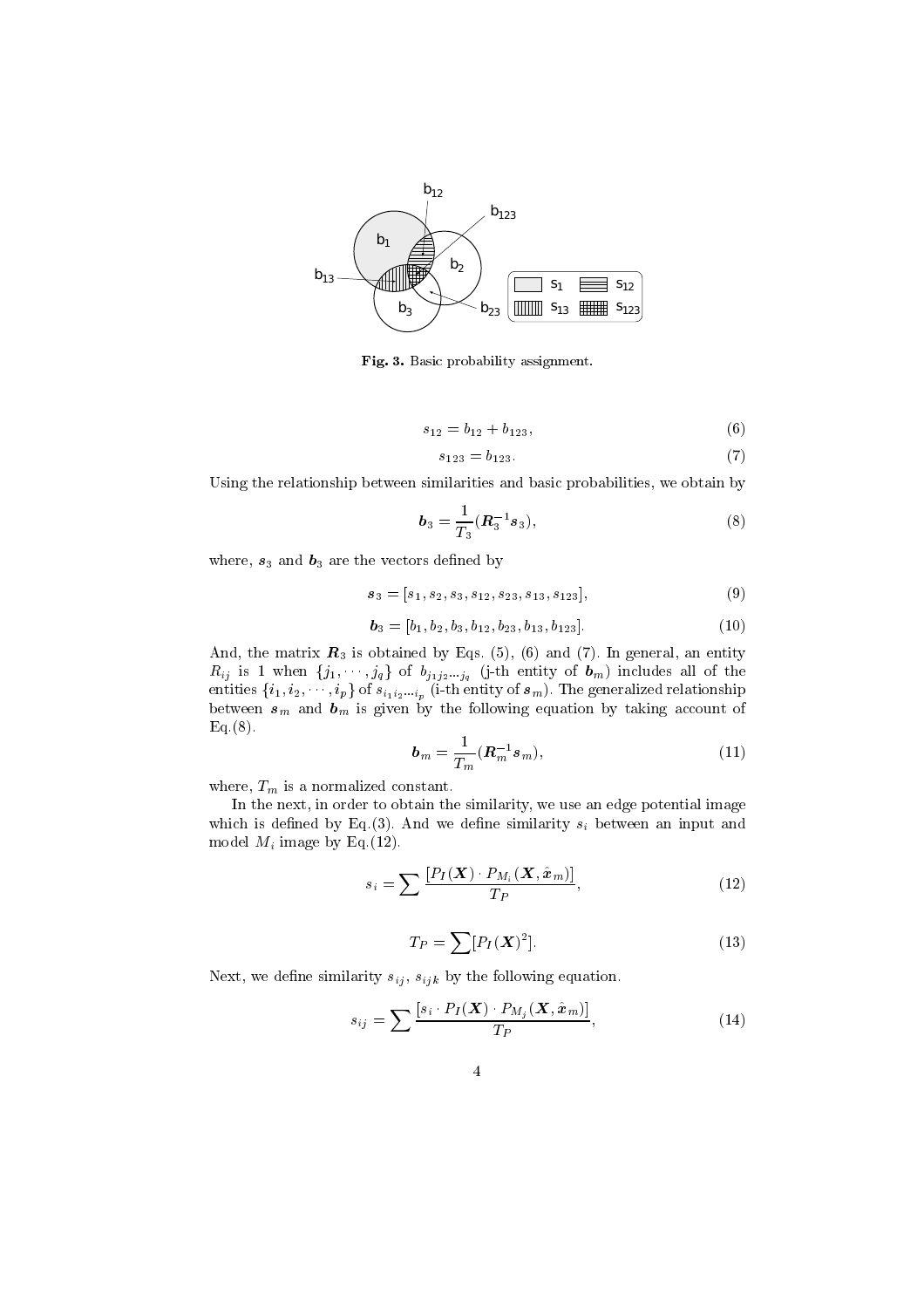**Fig. 3.** Basic probability assignment.

$$s_{12} = b_{12} + b_{123}, \tag{6}$$

$$s_{123} = b_{123}. \tag{7}$$

Using the relationship between similarities and basic probabilities, we obtain by

$$\boldsymbol{b}_3 = \frac{1}{T_3}(\boldsymbol{R}_3^{-1}\boldsymbol{s}_3), \tag{8}$$

where, $\boldsymbol{s}_3$ and $\boldsymbol{b}_3$ are the vectors defined by

$$\boldsymbol{s}_3 = [s_1, s_2, s_3, s_{12}, s_{23}, s_{13}, s_{123}], \tag{9}$$

$$\boldsymbol{b}_3 = [b_1, b_2, b_3, b_{12}, b_{23}, b_{13}, b_{123}]. \tag{10}$$

And, the matrix $\boldsymbol{R}_3$ is obtained by Eqs. (5), (6) and (7). In general, an entity $R_{ij}$ is 1 when $\{j_1, \cdots, j_q\}$ of $b_{j_1 j_2 \cdots j_q}$ (j-th entity of $\boldsymbol{b}_m$) includes all of the entities $\{i_1, i_2, \cdots, i_p\}$ of $s_{i_1 i_2 \cdots i_p}$ (i-th entity of $\boldsymbol{s}_m$). The generalized relationship between $\boldsymbol{s}_m$ and $\boldsymbol{b}_m$ is given by the following equation by taking account of Eq.(8).

$$\boldsymbol{b}_m = \frac{1}{T_m}(\boldsymbol{R}_m^{-1}\boldsymbol{s}_m), \tag{11}$$

where, $T_m$ is a normalized constant.

In the next, in order to obtain the similarity, we use an edge potential image which is defined by Eq.(3). And we define similarity $s_i$ between an input and model $M_i$ image by Eq.(12).

$$s_i = \sum \frac{[P_I(\boldsymbol{X}) \cdot P_{M_i}(\boldsymbol{X}, \hat{\boldsymbol{x}}_m)]}{T_P}, \tag{12}$$

$$T_P = \sum [P_I(\boldsymbol{X})^2]. \tag{13}$$

Next, we define similarity $s_{ij}$, $s_{ijk}$ by the following equation.

$$s_{ij} = \sum \frac{[s_i \cdot P_I(\boldsymbol{X}) \cdot P_{M_j}(\boldsymbol{X}, \hat{\boldsymbol{x}}_m)]}{T_P}, \tag{14}$$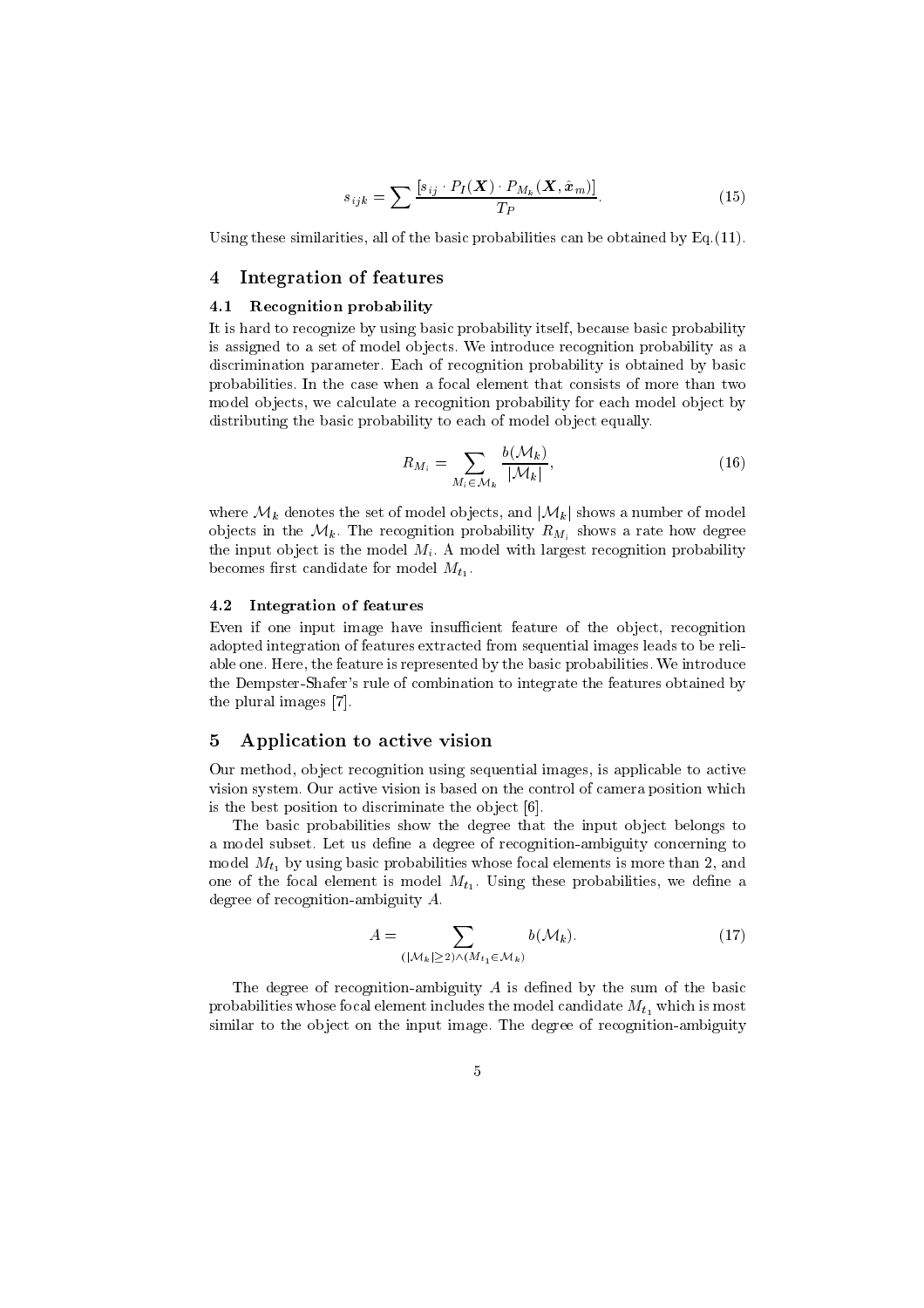$$s_{ijk} = \sum \frac{[s_{ij} \cdot P_I(\boldsymbol{X}) \cdot P_{M_k}(\boldsymbol{X}, \hat{\boldsymbol{x}}_m)]}{T_P}. \tag{15}$$

Using these similarities, all of the basic probabilities can be obtained by Eq.(11).

# 4 Integration of features

## 4.1 Recognition probability

It is hard to recognize by using basic probability itself, because basic probability is assigned to a set of model objects. We introduce recognition probability as a discrimination parameter. Each of recognition probability is obtained by basic probabilities. In the case when a focal element that consists of more than two model objects, we calculate a recognition probability for each model object by distributing the basic probability to each of model object equally.

$$R_{M_i} = \sum_{M_i \in \mathcal{M}_k} \frac{b(\mathcal{M}_k)}{|\mathcal{M}_k|}, \tag{16}$$

where $\mathcal{M}_k$ denotes the set of model objects, and $|\mathcal{M}_k|$ shows a number of model objects in the $\mathcal{M}_k$. The recognition probability $R_{M_i}$ shows a rate how degree the input object is the model $M_i$. A model with largest recognition probability becomes first candidate for model $M_{t_1}$.

## 4.2 Integration of features

Even if one input image have insufficient feature of the object, recognition adopted integration of features extracted from sequential images leads to be reliable one. Here, the feature is represented by the basic probabilities. We introduce the Dempster-Shafer's rule of combination to integrate the features obtained by the plural images [7].

# 5 Application to active vision

Our method, object recognition using sequential images, is applicable to active vision system. Our active vision is based on the control of camera position which is the best position to discriminate the object [6].

The basic probabilities show the degree that the input object belongs to a model subset. Let us define a degree of recognition-ambiguity concerning to model $M_{t_1}$ by using basic probabilities whose focal elements is more than 2, and one of the focal element is model $M_{t_1}$. Using these probabilities, we define a degree of recognition-ambiguity $A$.

$$A = \sum_{(|\mathcal{M}_k| \geq 2) \wedge (M_{t_1} \in \mathcal{M}_k)} b(\mathcal{M}_k). \tag{17}$$

The degree of recognition-ambiguity $A$ is defined by the sum of the basic probabilities whose focal element includes the model candidate $M_{t_1}$ which is most similar to the object on the input image. The degree of recognition-ambiguity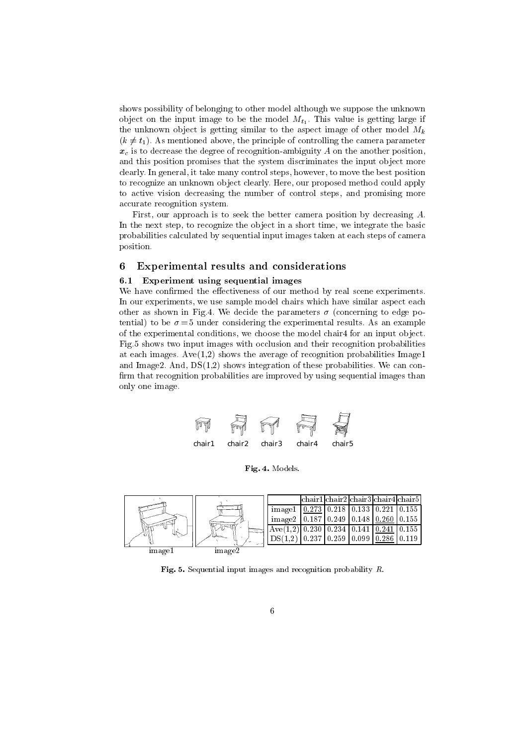shows possibility of belonging to other model although we suppose the unknown object on the input image to be the model $M_{t_1}$. This value is getting large if the unknown object is getting similar to the aspect image of other model $M_k$ ($k \neq t_1$). As mentioned above, the principle of controlling the camera parameter $\boldsymbol{x}_c$ is to decrease the degree of recognition-ambiguity $A$ on the another position, and this position promises that the system discriminates the input object more clearly. In general, it take many control steps, however, to move the best position to recognize an unknown object clearly. Here, our proposed method could apply to active vision decreasing the number of control steps, and promising more accurate recognition system.

First, our approach is to seek the better camera position by decreasing $A$. In the next step, to recognize the object in a short time, we integrate the basic probabilities calculated by sequential input images taken at each steps of camera position.

## 6 Experimental results and considerations

### 6.1 Experiment using sequential images

We have confirmed the effectiveness of our method by real scene experiments. In our experiments, we use sample model chairs which have similar aspect each other as shown in Fig.4. We decide the parameters $\sigma$ (concerning to edge potential) to be $\sigma = 5$ under considering the experimental results. As an example of the experimental conditions, we choose the model chair4 for an input object. Fig.5 shows two input images with occlusion and their recognition probabilities at each images. Ave(1,2) shows the average of recognition probabilities Image1 and Image2. And, DS(1,2) shows integration of these probabilities. We can confirm that recognition probabilities are improved by using sequential images than only one image.

chair1 chair2 chair3 chair4 chair5

**Fig. 4.** Models.

image1 image2

| | chair1 | chair2 | chair3 | chair4 | chair5 |
|---|---|---|---|---|---|
| image1 | <u>0.273</u> | 0.218 | 0.133 | 0.221 | 0.155 |
| image2 | 0.187 | 0.249 | 0.148 | <u>0.260</u> | 0.155 |
| Ave(1,2) | 0.230 | 0.234 | 0.141 | <u>0.241</u> | 0.155 |
| DS(1,2) | 0.237 | 0.259 | 0.099 | <u>0.286</u> | 0.119 |

**Fig. 5.** Sequential input images and recognition probability $R$.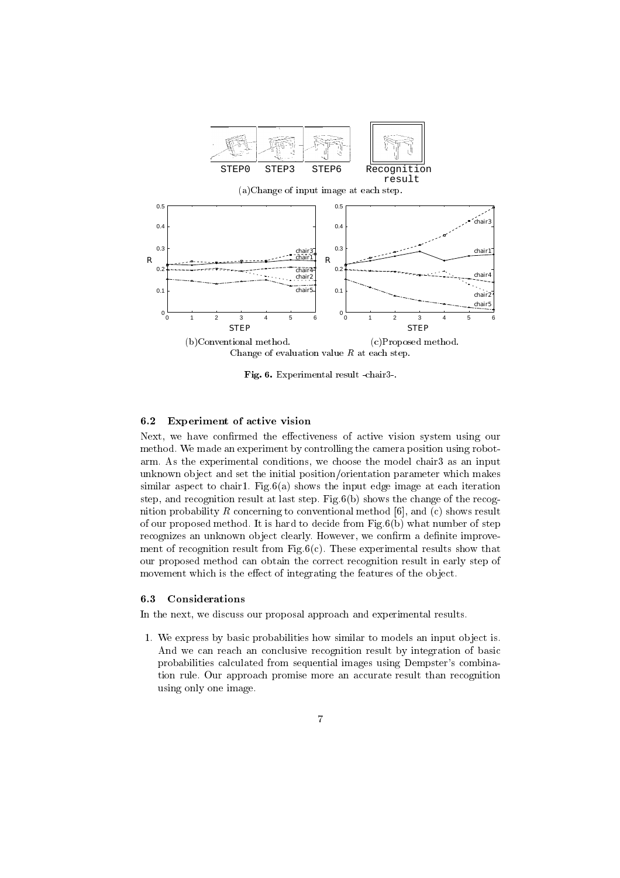(a)Change of input image at each step.

(b)Conventional method.

(c)Proposed method.

Change of evaluation value $R$ at each step.

**Fig. 6.** Experimental result -chair3-.

### 6.2 Experiment of active vision

Next, we have confirmed the effectiveness of active vision system using our method. We made an experiment by controlling the camera position using robot-arm. As the experimental conditions, we choose the model chair3 as an input unknown object and set the initial position/orientation parameter which makes similar aspect to chair1. Fig.6(a) shows the input edge image at each iteration step, and recognition result at last step. Fig.6(b) shows the change of the recognition probability $R$ concerning to conventional method [6], and (c) shows result of our proposed method. It is hard to decide from Fig.6(b) what number of step recognizes an unknown object clearly. However, we confirm a definite improvement of recognition result from Fig.6(c). These experimental results show that our proposed method can obtain the correct recognition result in early step of movement which is the effect of integrating the features of the object.

### 6.3 Considerations

In the next, we discuss our proposal approach and experimental results.

1. We express by basic probabilities how similar to models an input object is. And we can reach an conclusive recognition result by integration of basic probabilities calculated from sequential images using Dempster's combination rule. Our approach promise more an accurate result than recognition using only one image.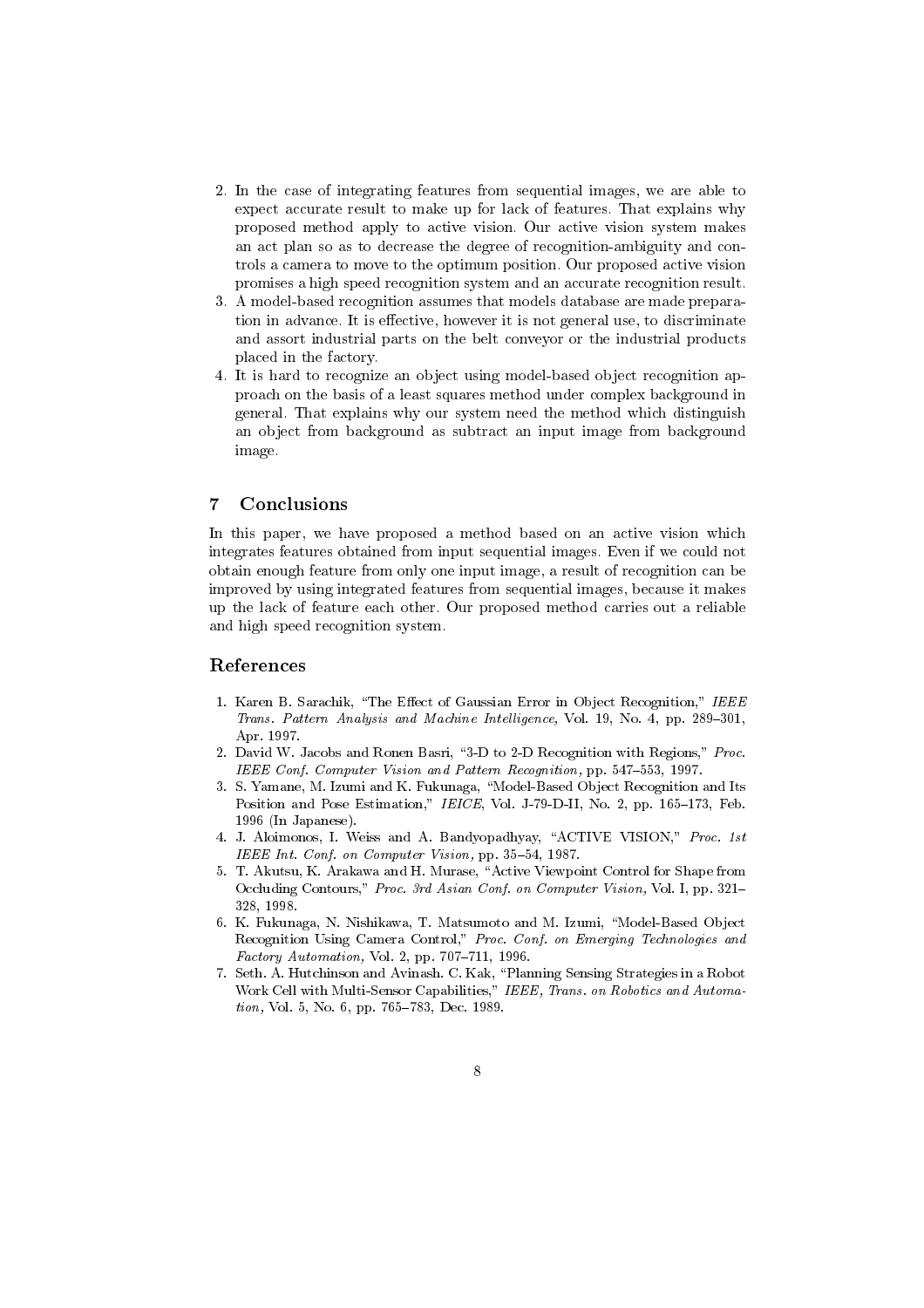2. In the case of integrating features from sequential images, we are able to expect accurate result to make up for lack of features. That explains why proposed method apply to active vision. Our active vision system makes an act plan so as to decrease the degree of recognition-ambiguity and controls a camera to move to the optimum position. Our proposed active vision promises a high speed recognition system and an accurate recognition result.
3. A model-based recognition assumes that models database are made preparation in advance. It is effective, however it is not general use, to discriminate and assort industrial parts on the belt conveyor or the industrial products placed in the factory.
4. It is hard to recognize an object using model-based object recognition approach on the basis of a least squares method under complex background in general. That explains why our system need the method which distinguish an object from background as subtract an input image from background image.

## 7 Conclusions

In this paper, we have proposed a method based on an active vision which integrates features obtained from input sequential images. Even if we could not obtain enough feature from only one input image, a result of recognition can be improved by using integrated features from sequential images, because it makes up the lack of feature each other. Our proposed method carries out a reliable and high speed recognition system.

## References

1. Karen B. Sarachik, "The Effect of Gaussian Error in Object Recognition," *IEEE Trans. Pattern Analysis and Machine Intelligence,* Vol. 19, No. 4, pp. 289–301, Apr. 1997.
2. David W. Jacobs and Ronen Basri, "3-D to 2-D Recognition with Regions," *Proc. IEEE Conf. Computer Vision and Pattern Recognition,* pp. 547–553, 1997.
3. S. Yamane, M. Izumi and K. Fukunaga, "Model-Based Object Recognition and Its Position and Pose Estimation," *IEICE*, Vol. J-79-D-II, No. 2, pp. 165–173, Feb. 1996 (In Japanese).
4. J. Aloimonos, I. Weiss and A. Bandyopadhyay, "ACTIVE VISION," *Proc. 1st IEEE Int. Conf. on Computer Vision,* pp. 35–54, 1987.
5. T. Akutsu, K. Arakawa and H. Murase, "Active Viewpoint Control for Shape from Occluding Contours," *Proc. 3rd Asian Conf. on Computer Vision,* Vol. I, pp. 321–328, 1998.
6. K. Fukunaga, N. Nishikawa, T. Matsumoto and M. Izumi, "Model-Based Object Recognition Using Camera Control," *Proc. Conf. on Emerging Technologies and Factory Automation,* Vol. 2, pp. 707–711, 1996.
7. Seth. A. Hutchinson and Avinash. C. Kak, "Planning Sensing Strategies in a Robot Work Cell with Multi-Sensor Capabilities," *IEEE, Trans. on Robotics and Automation,* Vol. 5, No. 6, pp. 765–783, Dec. 1989.